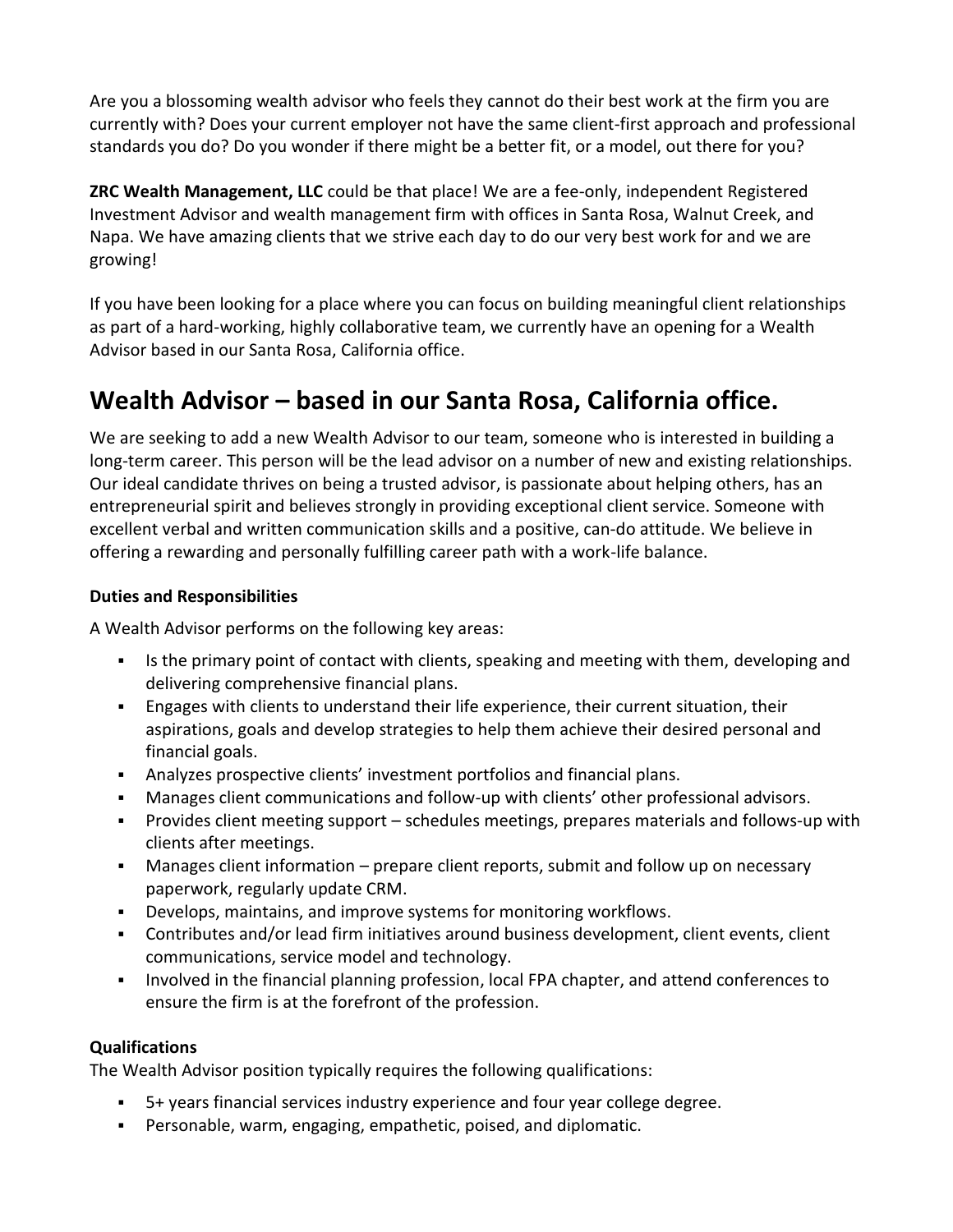Are you a blossoming wealth advisor who feels they cannot do their best work at the firm you are currently with? Does your current employer not have the same client-first approach and professional standards you do? Do you wonder if there might be a better fit, or a model, out there for you?

**ZRC Wealth Management, LLC** could be that place! We are a fee-only, independent Registered Investment Advisor and wealth management firm with offices in Santa Rosa, Walnut Creek, and Napa. We have amazing clients that we strive each day to do our very best work for and we are growing!

If you have been looking for a place where you can focus on building meaningful client relationships as part of a hard-working, highly collaborative team, we currently have an opening for a Wealth Advisor based in our Santa Rosa, California office.

## Wealth Advisor – based in our Santa Rosa, California office.

We are seeking to add a new Wealth Advisor to our team, someone who is interested in building a long-term career. This person will be the lead advisor on a number of new and existing relationships. Our ideal candidate thrives on being a trusted advisor, is passionate about helping others, has an entrepreneurial spirit and believes strongly in providing exceptional client service. Someone with excellent verbal and written communication skills and a positive, can-do attitude. We believe in offering a rewarding and personally fulfilling career path with a work-life balance.

### Duties and Responsibilities

A Wealth Advisor performs on the following key areas:

- Is the primary point of contact with clients, speaking and meeting with them, developing and delivering comprehensive financial plans.
- Engages with clients to understand their life experience, their current situation, their aspirations, goals and develop strategies to help them achieve their desired personal and financial goals.
- Analyzes prospective clients' investment portfolios and financial plans.
- Manages client communications and follow-up with clients' other professional advisors.
- Provides client meeting support – schedules meetings, prepares materials and follows-up with clients after meetings.
- Manages client information – prepare client reports, submit and follow up on necessary paperwork, regularly update CRM.
- Develops, maintains, and improve systems for monitoring workflows.
- Contributes and/or lead firm initiatives around business development, client events, client communications, service model and technology.
- Involved in the financial planning profession, local FPA chapter, and attend conferences to ensure the firm is at the forefront of the profession.

### Qualifications

The Wealth Advisor position typically requires the following qualifications:

- 5+ years financial services industry experience and four year college degree.
- Personable, warm, engaging, empathetic, poised, and diplomatic.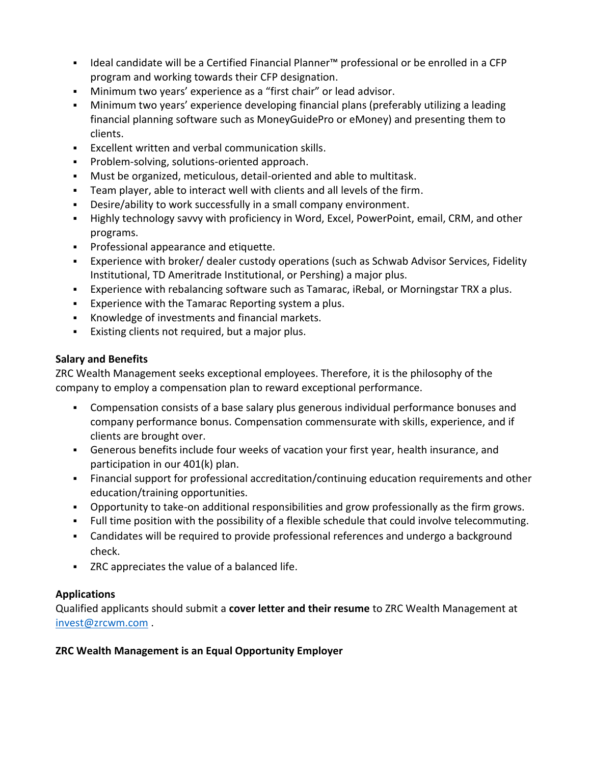- Ideal candidate will be a Certified Financial Planner™ professional or be enrolled in a CFP program and working towards their CFP designation.
- Minimum two years' experience as a "first chair" or lead advisor.
- Minimum two years' experience developing financial plans (preferably utilizing a leading financial planning software such as MoneyGuidePro or eMoney) and presenting them to clients.
- Excellent written and verbal communication skills.
- Problem-solving, solutions-oriented approach.
- Must be organized, meticulous, detail-oriented and able to multitask.
- Team player, able to interact well with clients and all levels of the firm.
- Desire/ability to work successfully in a small company environment.
- Highly technology savvy with proficiency in Word, Excel, PowerPoint, email, CRM, and other programs.
- Professional appearance and etiquette.
- Experience with broker/ dealer custody operations (such as Schwab Advisor Services, Fidelity Institutional, TD Ameritrade Institutional, or Pershing) a major plus.
- Experience with rebalancing software such as Tamarac, iRebal, or Morningstar TRX a plus.
- Experience with the Tamarac Reporting system a plus.
- Knowledge of investments and financial markets.
- Existing clients not required, but a major plus.

**Salary and Benefits**

ZRC Wealth Management seeks exceptional employees. Therefore, it is the philosophy of the company to employ a compensation plan to reward exceptional performance.

- Compensation consists of a base salary plus generous individual performance bonuses and company performance bonus. Compensation commensurate with skills, experience, and if clients are brought over.
- Generous benefits include four weeks of vacation your first year, health insurance, and participation in our 401(k) plan.
- Financial support for professional accreditation/continuing education requirements and other education/training opportunities.
- Opportunity to take-on additional responsibilities and grow professionally as the firm grows.
- Full time position with the possibility of a flexible schedule that could involve telecommuting.
- Candidates will be required to provide professional references and undergo a background check.
- ZRC appreciates the value of a balanced life.

**Applications**

Qualified applicants should submit a **cover letter and their resume** to ZRC Wealth Management at invest@zrcwm.com .

**ZRC Wealth Management is an Equal Opportunity Employer**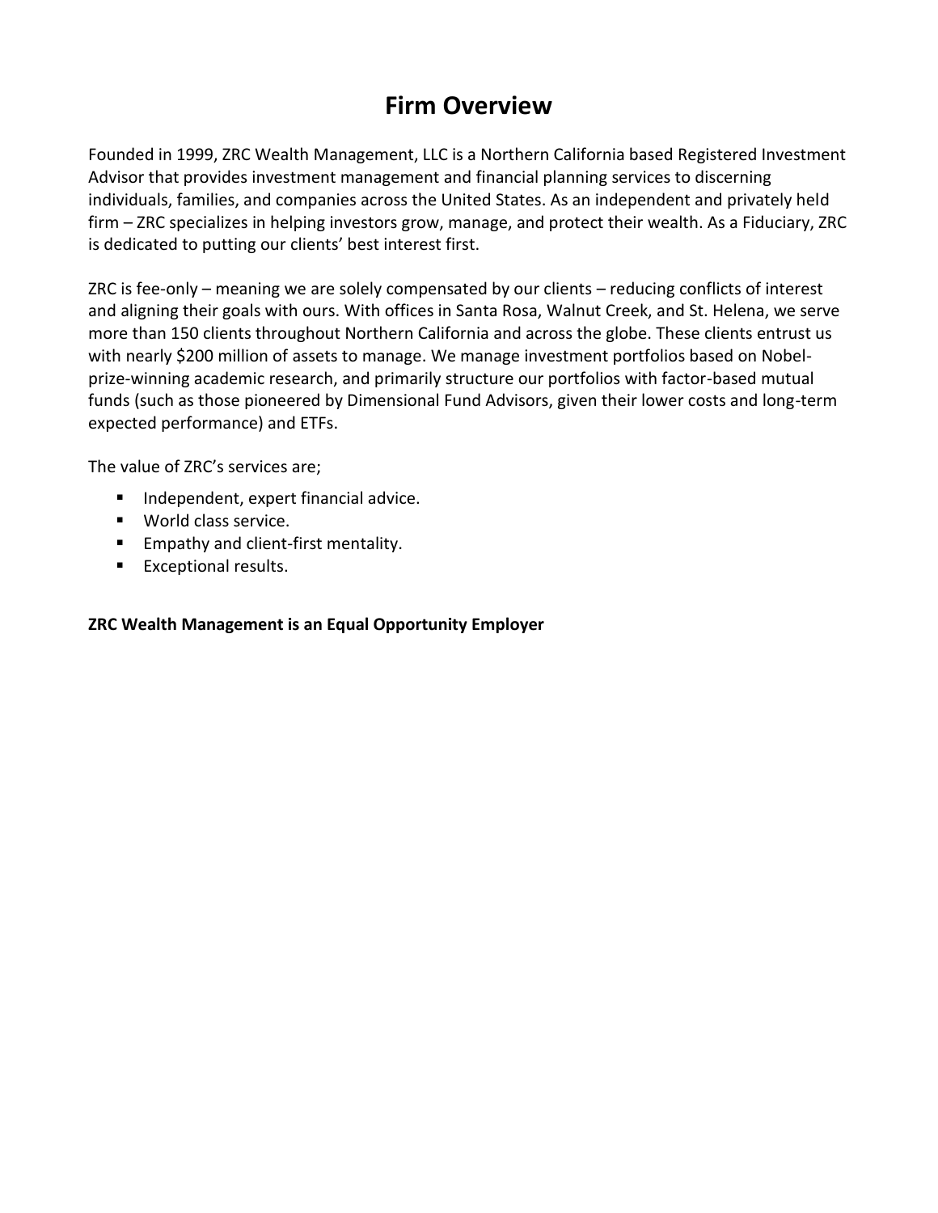# Firm Overview

Founded in 1999, ZRC Wealth Management, LLC is a Northern California based Registered Investment Advisor that provides investment management and financial planning services to discerning individuals, families, and companies across the United States. As an independent and privately held firm – ZRC specializes in helping investors grow, manage, and protect their wealth. As a Fiduciary, ZRC is dedicated to putting our clients' best interest first.

ZRC is fee-only – meaning we are solely compensated by our clients – reducing conflicts of interest and aligning their goals with ours. With offices in Santa Rosa, Walnut Creek, and St. Helena, we serve more than 150 clients throughout Northern California and across the globe. These clients entrust us with nearly $200 million of assets to manage. We manage investment portfolios based on Nobel-prize-winning academic research, and primarily structure our portfolios with factor-based mutual funds (such as those pioneered by Dimensional Fund Advisors, given their lower costs and long-term expected performance) and ETFs.

The value of ZRC's services are;

- Independent, expert financial advice.
- World class service.
- Empathy and client-first mentality.
- Exceptional results.

**ZRC Wealth Management is an Equal Opportunity Employer**